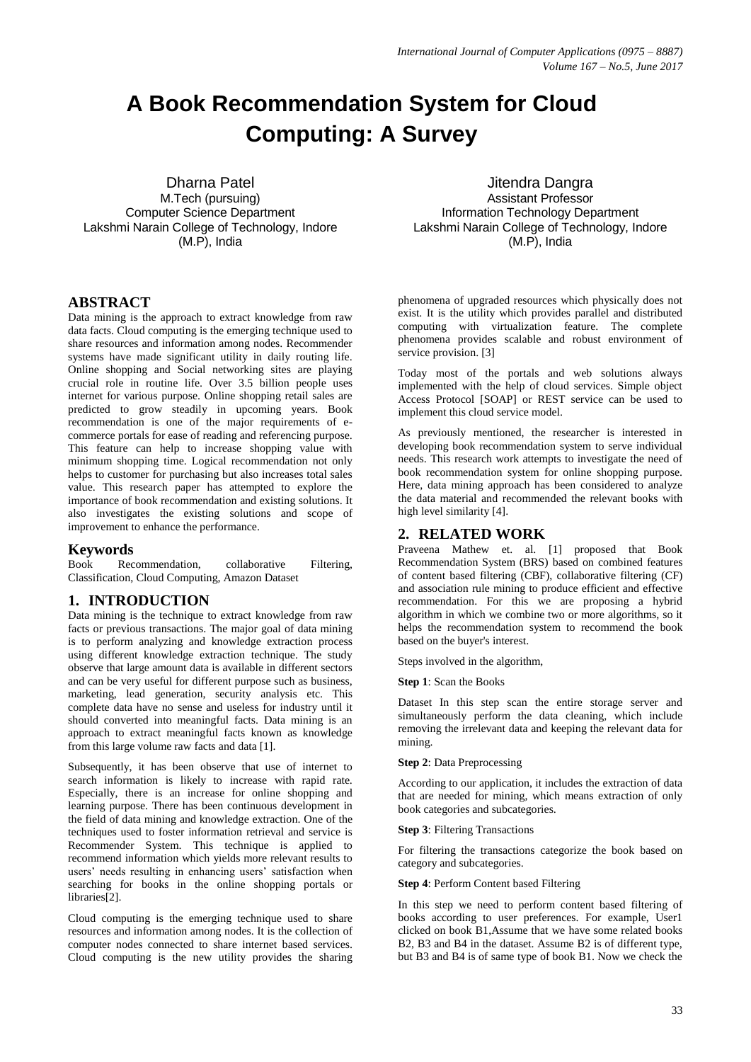# A Book Recommendation System for Cloud Computing: A Survey

Dharna Patel
M.Tech (pursuing)
Computer Science Department
Lakshmi Narain College of Technology, Indore (M.P), India

Jitendra Dangra
Assistant Professor
Information Technology Department
Lakshmi Narain College of Technology, Indore (M.P), India

## ABSTRACT

Data mining is the approach to extract knowledge from raw data facts. Cloud computing is the emerging technique used to share resources and information among nodes. Recommender systems have made significant utility in daily routing life. Online shopping and Social networking sites are playing crucial role in routine life. Over 3.5 billion people uses internet for various purpose. Online shopping retail sales are predicted to grow steadily in upcoming years. Book recommendation is one of the major requirements of e-commerce portals for ease of reading and referencing purpose. This feature can help to increase shopping value with minimum shopping time. Logical recommendation not only helps to customer for purchasing but also increases total sales value. This research paper has attempted to explore the importance of book recommendation and existing solutions. It also investigates the existing solutions and scope of improvement to enhance the performance.

## Keywords

Book Recommendation, collaborative Filtering, Classification, Cloud Computing, Amazon Dataset

## 1. INTRODUCTION

Data mining is the technique to extract knowledge from raw facts or previous transactions. The major goal of data mining is to perform analyzing and knowledge extraction process using different knowledge extraction technique. The study observe that large amount data is available in different sectors and can be very useful for different purpose such as business, marketing, lead generation, security analysis etc. This complete data have no sense and useless for industry until it should converted into meaningful facts. Data mining is an approach to extract meaningful facts known as knowledge from this large volume raw facts and data [1].

Subsequently, it has been observe that use of internet to search information is likely to increase with rapid rate. Especially, there is an increase for online shopping and learning purpose. There has been continuous development in the field of data mining and knowledge extraction. One of the techniques used to foster information retrieval and service is Recommender System. This technique is applied to recommend information which yields more relevant results to users' needs resulting in enhancing users' satisfaction when searching for books in the online shopping portals or libraries[2].

Cloud computing is the emerging technique used to share resources and information among nodes. It is the collection of computer nodes connected to share internet based services. Cloud computing is the new utility provides the sharing phenomena of upgraded resources which physically does not exist. It is the utility which provides parallel and distributed computing with virtualization feature. The complete phenomena provides scalable and robust environment of service provision. [3]

Today most of the portals and web solutions always implemented with the help of cloud services. Simple object Access Protocol [SOAP] or REST service can be used to implement this cloud service model.

As previously mentioned, the researcher is interested in developing book recommendation system to serve individual needs. This research work attempts to investigate the need of book recommendation system for online shopping purpose. Here, data mining approach has been considered to analyze the data material and recommended the relevant books with high level similarity [4].

## 2. RELATED WORK

Praveena Mathew et. al. [1] proposed that Book Recommendation System (BRS) based on combined features of content based filtering (CBF), collaborative filtering (CF) and association rule mining to produce efficient and effective recommendation. For this we are proposing a hybrid algorithm in which we combine two or more algorithms, so it helps the recommendation system to recommend the book based on the buyer's interest.

Steps involved in the algorithm,

**Step 1**: Scan the Books

Dataset In this step scan the entire storage server and simultaneously perform the data cleaning, which include removing the irrelevant data and keeping the relevant data for mining.

**Step 2**: Data Preprocessing

According to our application, it includes the extraction of data that are needed for mining, which means extraction of only book categories and subcategories.

**Step 3**: Filtering Transactions

For filtering the transactions categorize the book based on category and subcategories.

**Step 4**: Perform Content based Filtering

In this step we need to perform content based filtering of books according to user preferences. For example, User1 clicked on book B1,Assume that we have some related books B2, B3 and B4 in the dataset. Assume B2 is of different type, but B3 and B4 is of same type of book B1. Now we check the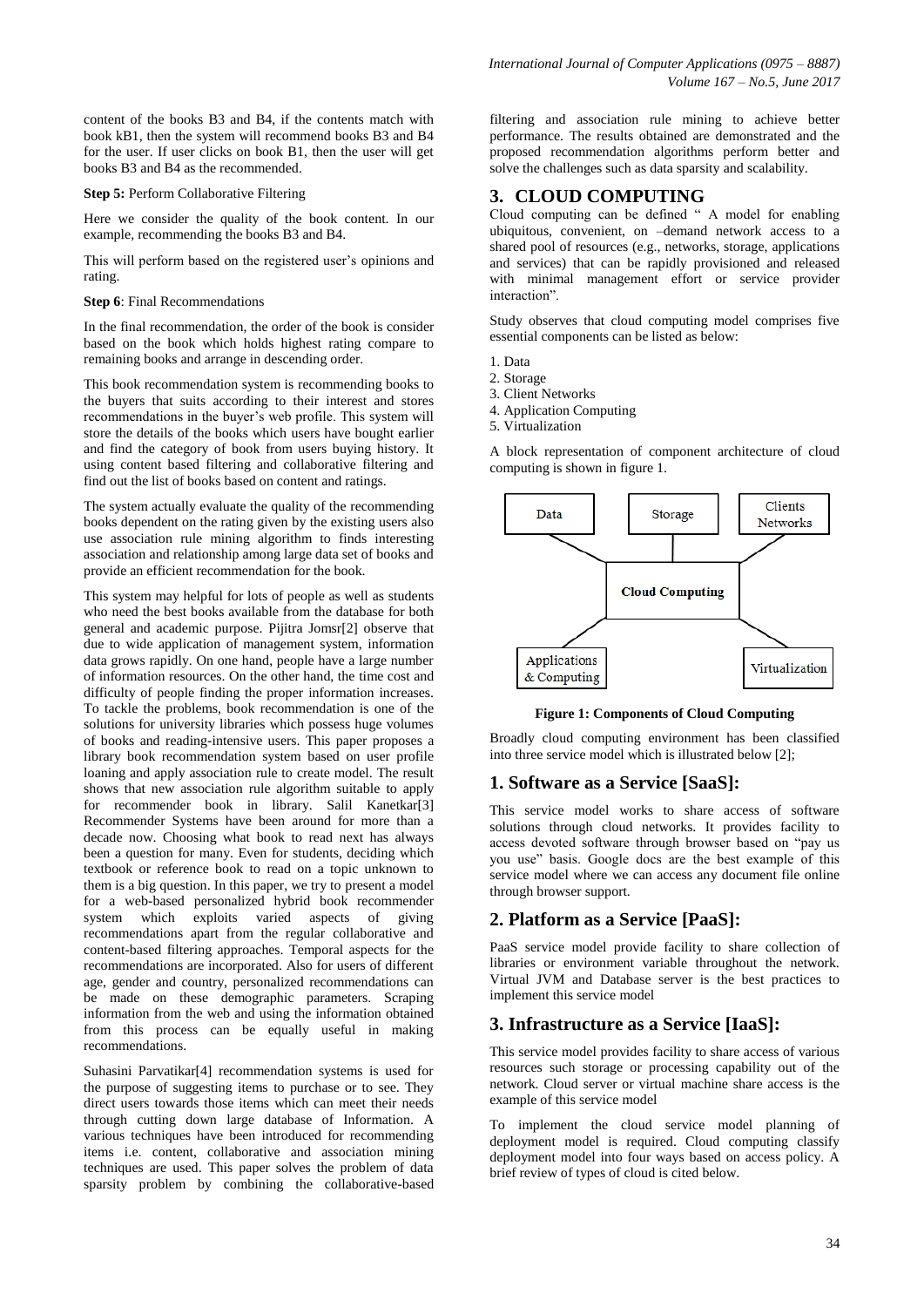content of the books B3 and B4, if the contents match with book kB1, then the system will recommend books B3 and B4 for the user. If user clicks on book B1, then the user will get books B3 and B4 as the recommended.

**Step 5:** Perform Collaborative Filtering

Here we consider the quality of the book content. In our example, recommending the books B3 and B4.

This will perform based on the registered user's opinions and rating.

**Step 6**: Final Recommendations

In the final recommendation, the order of the book is consider based on the book which holds highest rating compare to remaining books and arrange in descending order.

This book recommendation system is recommending books to the buyers that suits according to their interest and stores recommendations in the buyer's web profile. This system will store the details of the books which users have bought earlier and find the category of book from users buying history. It using content based filtering and collaborative filtering and find out the list of books based on content and ratings.

The system actually evaluate the quality of the recommending books dependent on the rating given by the existing users also use association rule mining algorithm to finds interesting association and relationship among large data set of books and provide an efficient recommendation for the book.

This system may helpful for lots of people as well as students who need the best books available from the database for both general and academic purpose. Pijitra Jomsr[2] observe that due to wide application of management system, information data grows rapidly. On one hand, people have a large number of information resources. On the other hand, the time cost and difficulty of people finding the proper information increases. To tackle the problems, book recommendation is one of the solutions for university libraries which possess huge volumes of books and reading-intensive users. This paper proposes a library book recommendation system based on user profile loaning and apply association rule to create model. The result shows that new association rule mining is an effective method for recommender book in library. Salil Kanetkar[3] Recommender Systems have been around for more than a decade now. Choosing what book to read next has always been a question for many. Even for students, deciding which textbook or reference book to read on a topic unknown to them is a big question. In this paper, we try to present a model for a web-based personalized hybrid book recommender system which exploits varied aspects of giving recommendations apart from the regular collaborative and content-based filtering approaches. Temporal aspects for the recommendations are incorporated. Also for users of different age, gender and country, personalized recommendations can be made on these demographic parameters. Scraping information from the web and using the information obtained from this process can be equally useful in making recommendations.

Suhasini Parvatikar[4] recommendation systems is used for the purpose of suggesting items to purchase or to see. They direct users towards those items which can meet their needs through cutting down large database of Information. A various techniques have been introduced for recommending items i.e. content, collaborative and association mining techniques are used. This paper solves the problem of data sparsity problem by combining the collaborative-based filtering and association rule mining to achieve better performance. The results obtained are demonstrated and the proposed recommendation algorithms perform better and solve the challenges such as data sparsity and scalability.

## 3. CLOUD COMPUTING

Cloud computing can be defined " A model for enabling ubiquitous, convenient, on –demand network access to a shared pool of resources (e.g., networks, storage, applications and services) that can be rapidly provisioned and released with minimal management effort or service provider interaction".

Study observes that cloud computing model comprises five essential components can be listed as below:

1. Data
2. Storage
3. Client Networks
4. Application Computing
5. Virtualization

A block representation of component architecture of cloud computing is shown in figure 1.

Data
Storage
Clients Networks
Cloud Computing
Applications & Computing
Virtualization

**Figure 1: Components of Cloud Computing**

Broadly cloud computing environment has been classified into three service model which is illustrated below [2];

### 1. Software as a Service [SaaS]:

This service model works to share access of software solutions through cloud networks. It provides facility to access devoted software through browser based on "pay us you use" basis. Google docs are the best example of this service model where we can access any document file online through browser support.

### 2. Platform as a Service [PaaS]:

PaaS service model provide facility to share collection of libraries or environment variable throughout the network. Virtual JVM and Database server is the best practices to implement this service model

### 3. Infrastructure as a Service [IaaS]:

This service model provides facility to share access of various resources such storage or processing capability out of the network. Cloud server or virtual machine share access is the example of this service model

To implement the cloud service model planning of deployment model is required. Cloud computing classify deployment model into four ways based on access policy. A brief review of types of cloud is cited below.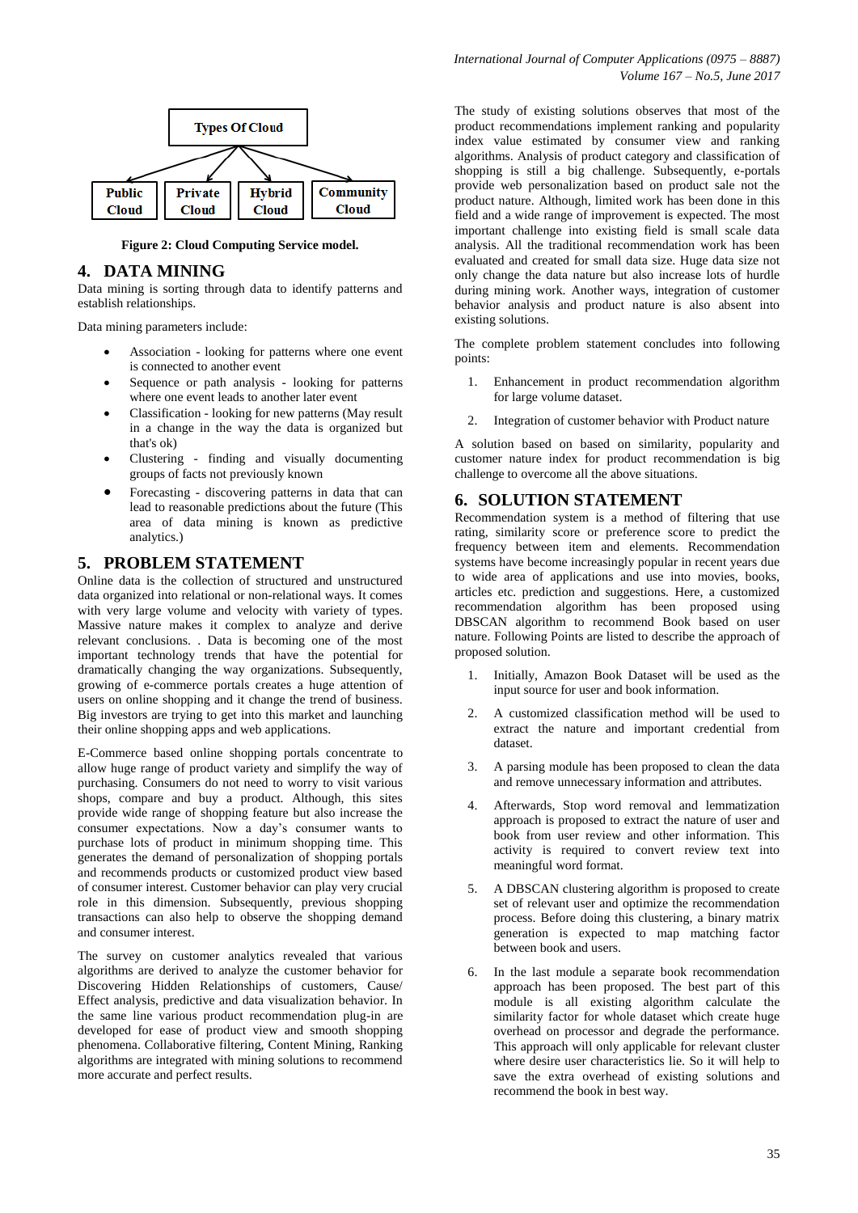Types Of Cloud

Public Cloud | Private Cloud | Hybrid Cloud | Community Cloud

**Figure 2: Cloud Computing Service model.**

## 4. DATA MINING

Data mining is sorting through data to identify patterns and establish relationships.

Data mining parameters include:

- Association - looking for patterns where one event is connected to another event
- Sequence or path analysis - looking for patterns where one event leads to another later event
- Classification - looking for new patterns (May result in a change in the way the data is organized but that's ok)
- Clustering - finding and visually documenting groups of facts not previously known
- Forecasting - discovering patterns in data that can lead to reasonable predictions about the future (This area of data mining is known as predictive analytics.)

## 5. PROBLEM STATEMENT

Online data is the collection of structured and unstructured data organized into relational or non-relational ways. It comes with very large volume and velocity with variety of types. Massive nature makes it complex to analyze and derive relevant conclusions. . Data is becoming one of the most important technology trends that have the potential for dramatically changing the way organizations. Subsequently, growing of e-commerce portals creates a huge attention of users on online shopping and it change the trend of business. Big investors are trying to get into this market and launching their online shopping apps and web applications.

E-Commerce based online shopping portals concentrate to allow huge range of product variety and simplify the way of purchasing. Consumers do not need to worry to visit various shops, compare and buy a product. Although, this sites provide wide range of shopping feature but also increase the consumer expectations. Now a day's consumer wants to purchase lots of product in minimum shopping time. This generates the demand of personalization of shopping portals and recommends products or customized product view based of consumer interest. Customer behavior can play very crucial role in this dimension. Subsequently, previous shopping transactions can also help to observe the shopping demand and consumer interest.

The survey on customer analytics revealed that various algorithms are derived to analyze the customer behavior for Discovering Hidden Relationships of customers, Cause/ Effect analysis, predictive and data visualization behavior. In the same line various product recommendation plug-in are developed for ease of product view and smooth shopping phenomena. Collaborative filtering, Content Mining, Ranking algorithms are integrated with mining solutions to recommend more accurate and perfect results.

The study of existing solutions observes that most of the product recommendations implement ranking and popularity index value estimated by consumer view and ranking algorithms. Analysis of product category and classification of shopping is still a big challenge. Subsequently, e-portals provide web personalization based on product sale not the product nature. Although, limited work has been done in this field and a wide range of improvement is expected. The most important challenge into existing field is small scale data analysis. All the traditional recommendation work has been evaluated and created for small data size. Huge data size not only change the data nature but also increase lots of hurdle during mining work. Another ways, integration of customer behavior analysis and product nature is also absent into existing solutions.

The complete problem statement concludes into following points:

1. Enhancement in product recommendation algorithm for large volume dataset.
2. Integration of customer behavior with Product nature

A solution based on based on similarity, popularity and customer nature index for product recommendation is big challenge to overcome all the above situations.

## 6. SOLUTION STATEMENT

Recommendation system is a method of filtering that use rating, similarity score or preference score to predict the frequency between item and elements. Recommendation systems have become increasingly popular in recent years due to wide area of applications and use into movies, books, articles etc. prediction and suggestions. Here, a customized recommendation algorithm has been proposed using DBSCAN algorithm to recommend Book based on user nature. Following Points are listed to describe the approach of proposed solution.

1. Initially, Amazon Book Dataset will be used as the input source for user and book information.
2. A customized classification method will be used to extract the nature and important credential from dataset.
3. A parsing module has been proposed to clean the data and remove unnecessary information and attributes.
4. Afterwards, Stop word removal and lemmatization approach is proposed to extract the nature of user and book from user review and other information. This activity is required to convert review text into meaningful word format.
5. A DBSCAN clustering algorithm is proposed to create set of relevant user and optimize the recommendation process. Before doing this clustering, a binary matrix generation is expected to map matching factor between book and users.
6. In the last module a separate book recommendation approach has been proposed. The best part of this module is all existing algorithm calculate the similarity factor for whole dataset which create huge overhead on processor and degrade the performance. This approach will only applicable for relevant cluster where desire user characteristics lie. So it will help to save the extra overhead of existing solutions and recommend the book in best way.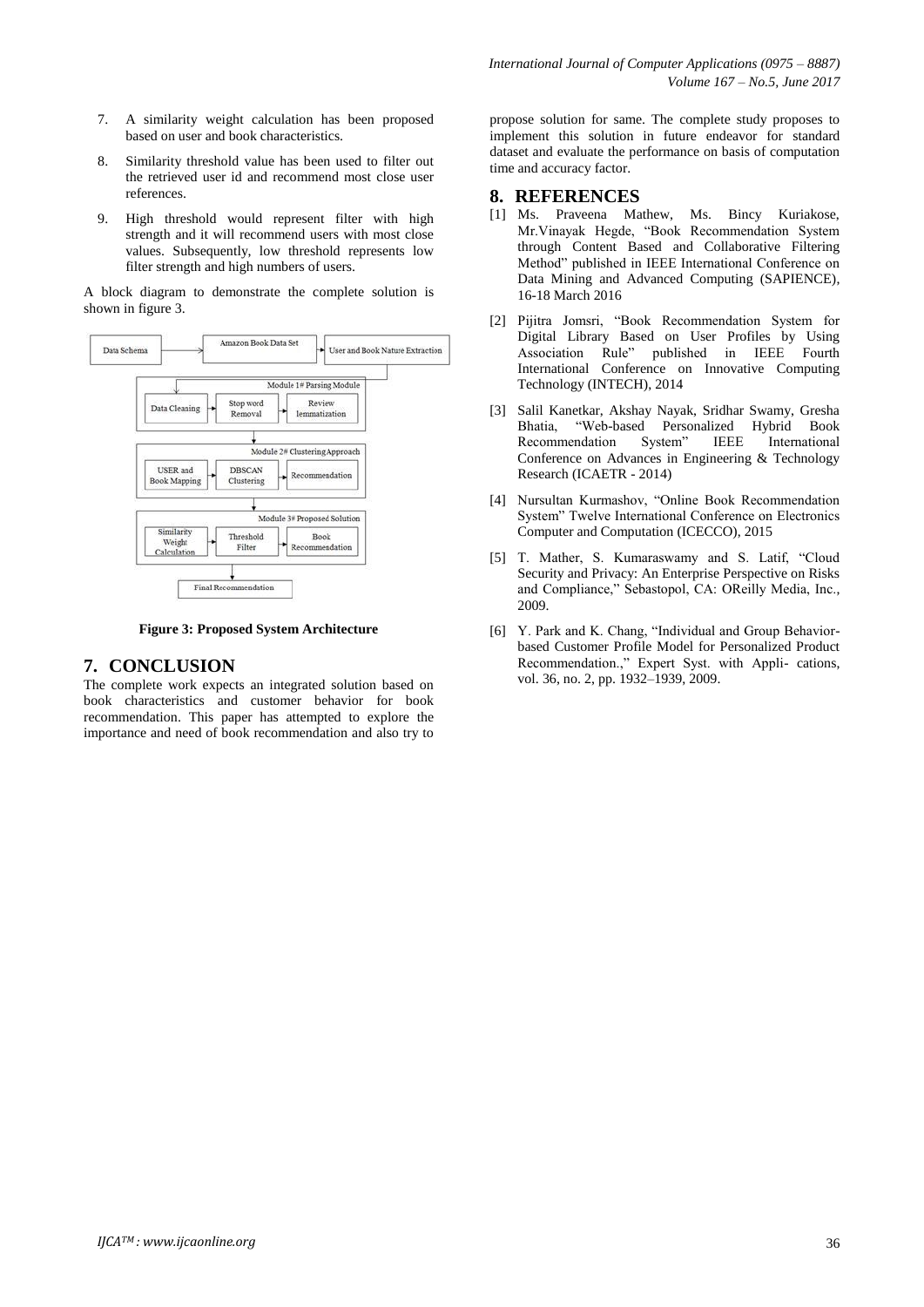7. A similarity weight calculation has been proposed based on user and book characteristics.
8. Similarity threshold value has been used to filter out the retrieved user id and recommend most close user references.
9. High threshold would represent filter with high strength and it will recommend users with most close values. Subsequently, low threshold represents low filter strength and high numbers of users.

A block diagram to demonstrate the complete solution is shown in figure 3.

Data Schema
Amazon Book Data Set
User and Book Nature Extraction
Module 1# Parsing Module
Data Cleaning
Stop word Removal
Review lemmatization
Module 2# Clustering Approach
USER and Book Mapping
DBSCAN Clustering
Recommendation
Module 3# Proposed Solution
Similarity Weight Calculation
Threshold Filter
Book Recommendation
Final Recommendation

**Figure 3: Proposed System Architecture**

## 7. CONCLUSION

The complete work expects an integrated solution based on book characteristics and customer behavior for book recommendation. This paper has attempted to explore the importance and need of book recommendation and also try to propose solution for same. The complete study proposes to implement this solution in future endeavor for standard dataset and evaluate the performance on basis of computation time and accuracy factor.

## 8. REFERENCES

[1] Ms. Praveena Mathew, Ms. Bincy Kuriakose, Mr.Vinayak Hegde, "Book Recommendation System through Content Based and Collaborative Filtering Method" published in IEEE International Conference on Data Mining and Advanced Computing (SAPIENCE), 16-18 March 2016

[2] Pijitra Jomsri, "Book Recommendation System for Digital Library Based on User Profiles by Using Association Rule" published in IEEE Fourth International Conference on Innovative Computing Technology (INTECH), 2014

[3] Salil Kanetkar, Akshay Nayak, Sridhar Swamy, Gresha Bhatia, "Web-based Personalized Hybrid Book Recommendation System" IEEE International Conference on Advances in Engineering & Technology Research (ICAETR - 2014)

[4] Nursultan Kurmashov, "Online Book Recommendation System" Twelve International Conference on Electronics Computer and Computation (ICECCO), 2015

[5] T. Mather, S. Kumaraswamy and S. Latif, "Cloud Security and Privacy: An Enterprise Perspective on Risks and Compliance," Sebastopol, CA: OReilly Media, Inc., 2009.

[6] Y. Park and K. Chang, "Individual and Group Behavior-based Customer Profile Model for Personalized Product Recommendation.," Expert Syst. with Appli- cations, vol. 36, no. 2, pp. 1932–1939, 2009.